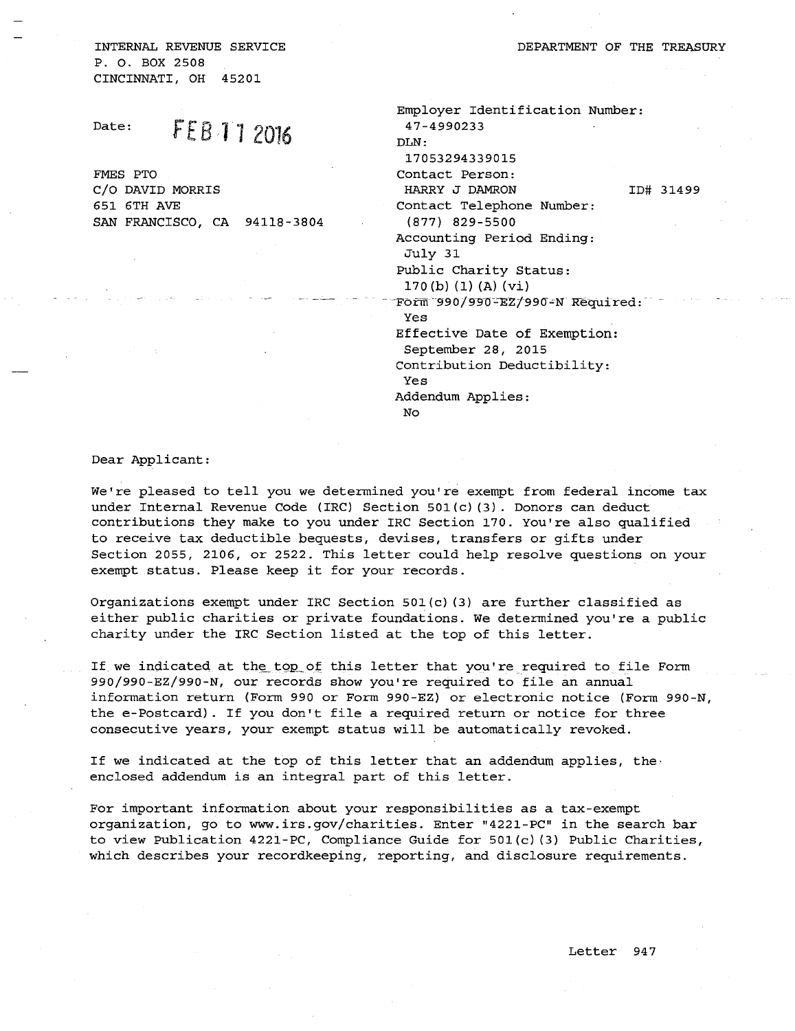INTERNAL REVENUE SERVICE
P. O. BOX 2508
CINCINNATI, OH 45201

DEPARTMENT OF THE TREASURY

Date: FEB 11 2016

FMES PTO
C/O DAVID MORRIS
651 6TH AVE
SAN FRANCISCO, CA 94118-3804

Employer Identification Number:
47-4990233
DLN:
17053294339015
Contact Person:
HARRY J DAMRON ID# 31499
Contact Telephone Number:
(877) 829-5500
Accounting Period Ending:
July 31
Public Charity Status:
170(b)(1)(A)(vi)
Form 990/990-EZ/990-N Required:
Yes
Effective Date of Exemption:
September 28, 2015
Contribution Deductibility:
Yes
Addendum Applies:
No

Dear Applicant:

We're pleased to tell you we determined you're exempt from federal income tax under Internal Revenue Code (IRC) Section 501(c)(3). Donors can deduct contributions they make to you under IRC Section 170. You're also qualified to receive tax deductible bequests, devises, transfers or gifts under Section 2055, 2106, or 2522. This letter could help resolve questions on your exempt status. Please keep it for your records.

Organizations exempt under IRC Section 501(c)(3) are further classified as either public charities or private foundations. We determined you're a public charity under the IRC Section listed at the top of this letter.

If we indicated at the top of this letter that you're required to file Form 990/990-EZ/990-N, our records show you're required to file an annual information return (Form 990 or Form 990-EZ) or electronic notice (Form 990-N, the e-Postcard). If you don't file a required return or notice for three consecutive years, your exempt status will be automatically revoked.

If we indicated at the top of this letter that an addendum applies, the enclosed addendum is an integral part of this letter.

For important information about your responsibilities as a tax-exempt organization, go to www.irs.gov/charities. Enter "4221-PC" in the search bar to view Publication 4221-PC, Compliance Guide for 501(c)(3) Public Charities, which describes your recordkeeping, reporting, and disclosure requirements.

Letter 947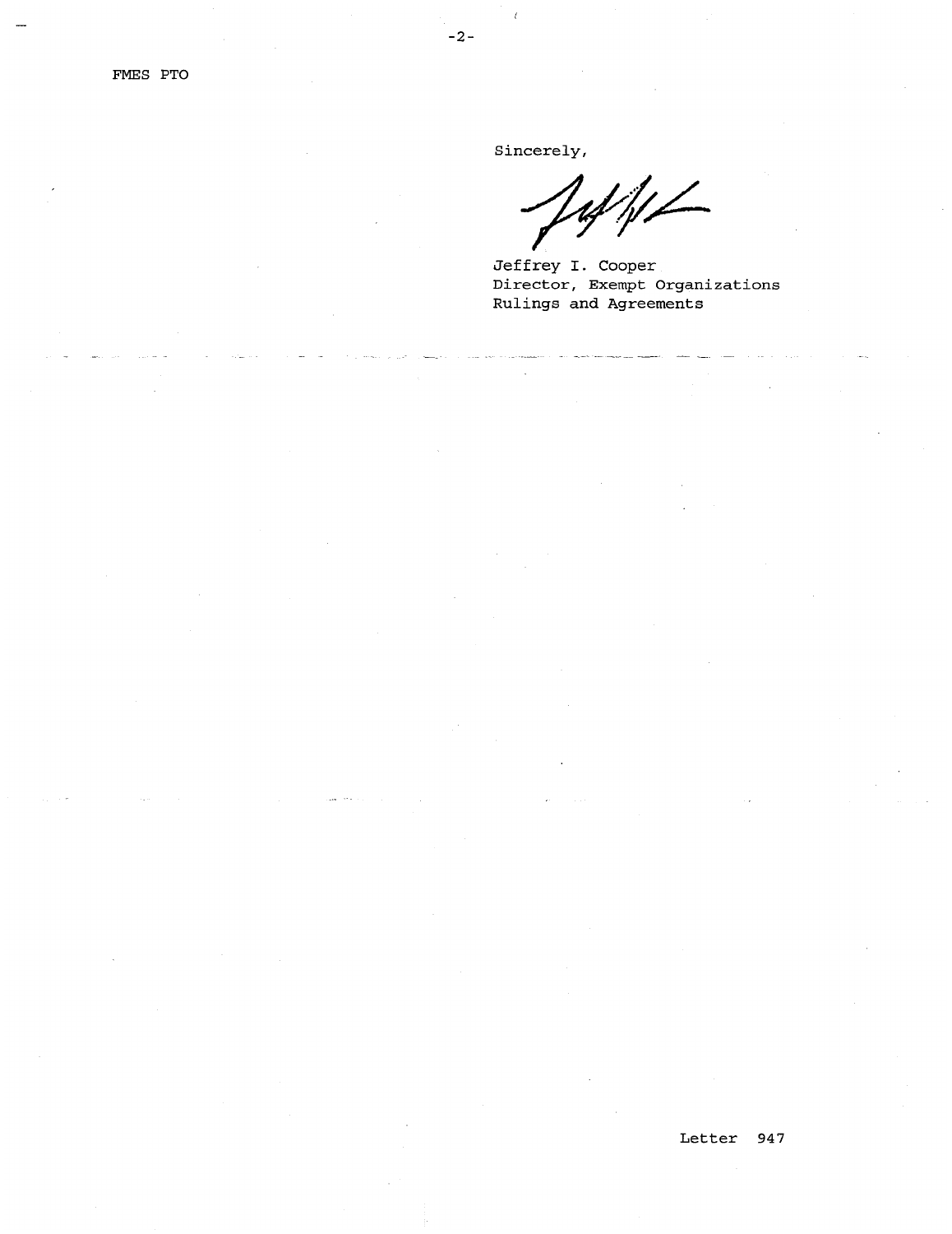FMES PTO

Sincerely,

Jeffrey I. Cooper
Director, Exempt Organizations
Rulings and Agreements

Letter 947